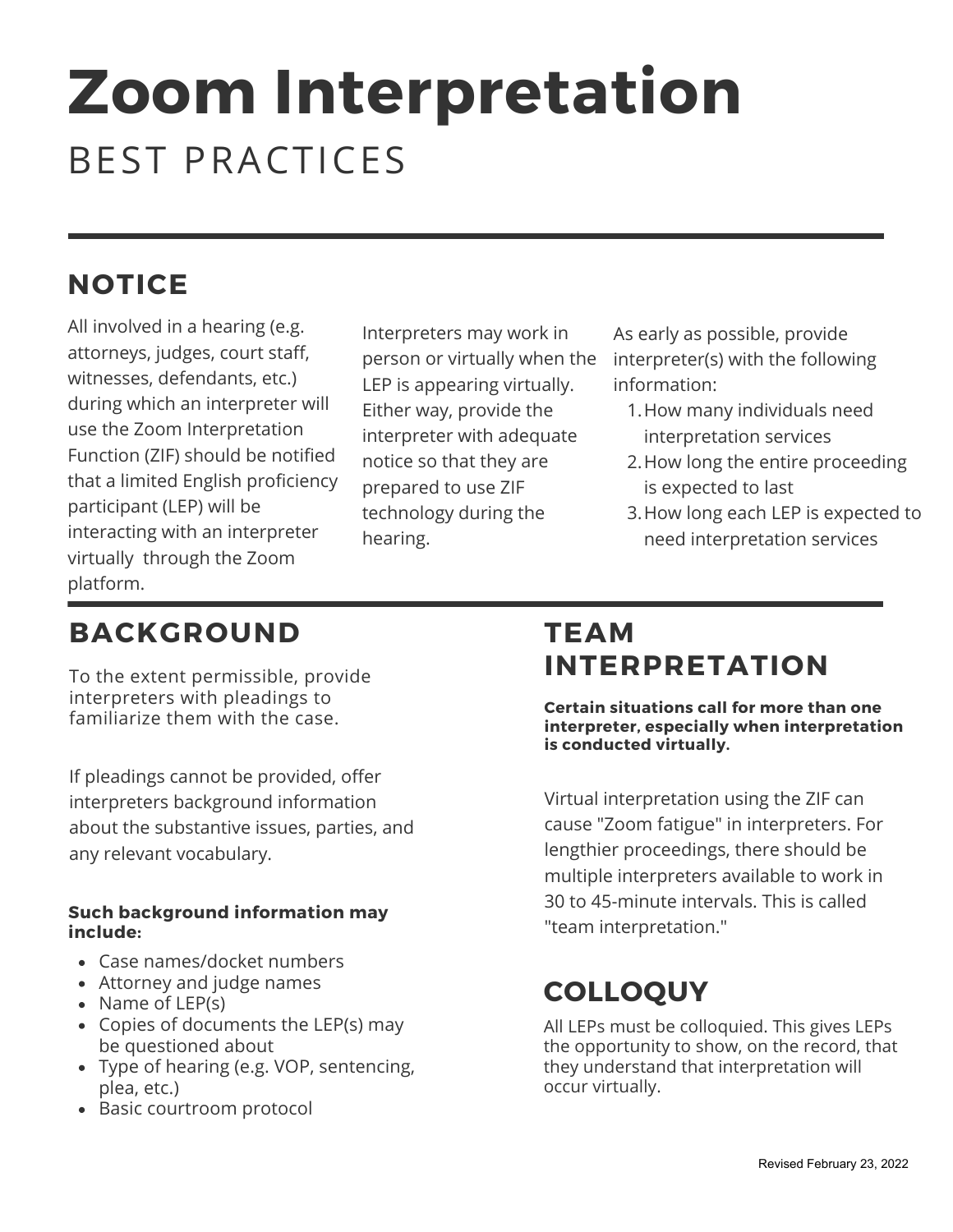# Zoom Interpretation

## BEST PRACTICES

## NOTICE

All involved in a hearing (e.g. attorneys, judges, court staff, witnesses, defendants, etc.) during which an interpreter will use the Zoom Interpretation Function (ZIF) should be notified that a limited English proficiency participant (LEP) will be interacting with an interpreter virtually through the Zoom platform.

Interpreters may work in person or virtually when the LEP is appearing virtually. Either way, provide the interpreter with adequate notice so that they are prepared to use ZIF technology during the hearing.

As early as possible, provide interpreter(s) with the following information:

1. How many individuals need interpretation services
2. How long the entire proceeding is expected to last
3. How long each LEP is expected to need interpretation services

## BACKGROUND

To the extent permissible, provide interpreters with pleadings to familiarize them with the case.

If pleadings cannot be provided, offer interpreters background information about the substantive issues, parties, and any relevant vocabulary.

**Such background information may include:**

- Case names/docket numbers
- Attorney and judge names
- Name of LEP(s)
- Copies of documents the LEP(s) may be questioned about
- Type of hearing (e.g. VOP, sentencing, plea, etc.)
- Basic courtroom protocol

## TEAM INTERPRETATION

**Certain situations call for more than one interpreter, especially when interpretation is conducted virtually.**

Virtual interpretation using the ZIF can cause "Zoom fatigue" in interpreters. For lengthier proceedings, there should be multiple interpreters available to work in 30 to 45-minute intervals. This is called "team interpretation."

## COLLOQUY

All LEPs must be colloquied. This gives LEPs the opportunity to show, on the record, that they understand that interpretation will occur virtually.

Revised February 23, 2022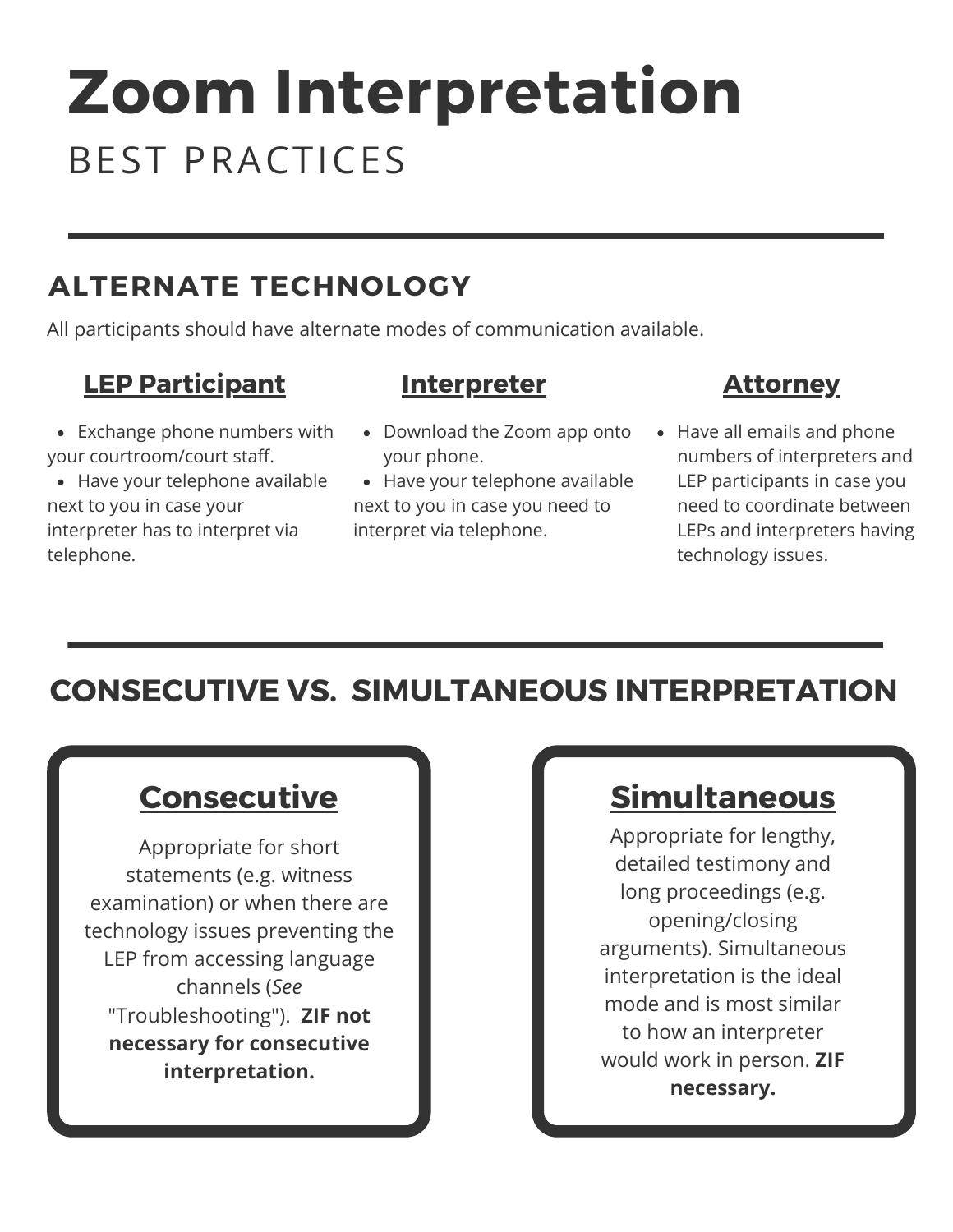# Zoom Interpretation

BEST PRACTICES

---

## ALTERNATE TECHNOLOGY

All participants should have alternate modes of communication available.

### LEP Participant

- Exchange phone numbers with your courtroom/court staff.
- Have your telephone available next to you in case your interpreter has to interpret via telephone.

### Interpreter

- Download the Zoom app onto your phone.
- Have your telephone available next to you in case you need to interpret via telephone.

### Attorney

- Have all emails and phone numbers of interpreters and LEP participants in case you need to coordinate between LEPs and interpreters having technology issues.

---

## CONSECUTIVE VS. SIMULTANEOUS INTERPRETATION

### Consecutive

Appropriate for short statements (e.g. witness examination) or when there are technology issues preventing the LEP from accessing language channels (*See* "Troubleshooting"). **ZIF not necessary for consecutive interpretation.**

### Simultaneous

Appropriate for lengthy, detailed testimony and long proceedings (e.g. opening/closing arguments). Simultaneous interpretation is the ideal mode and is most similar to how an interpreter would work in person. **ZIF necessary.**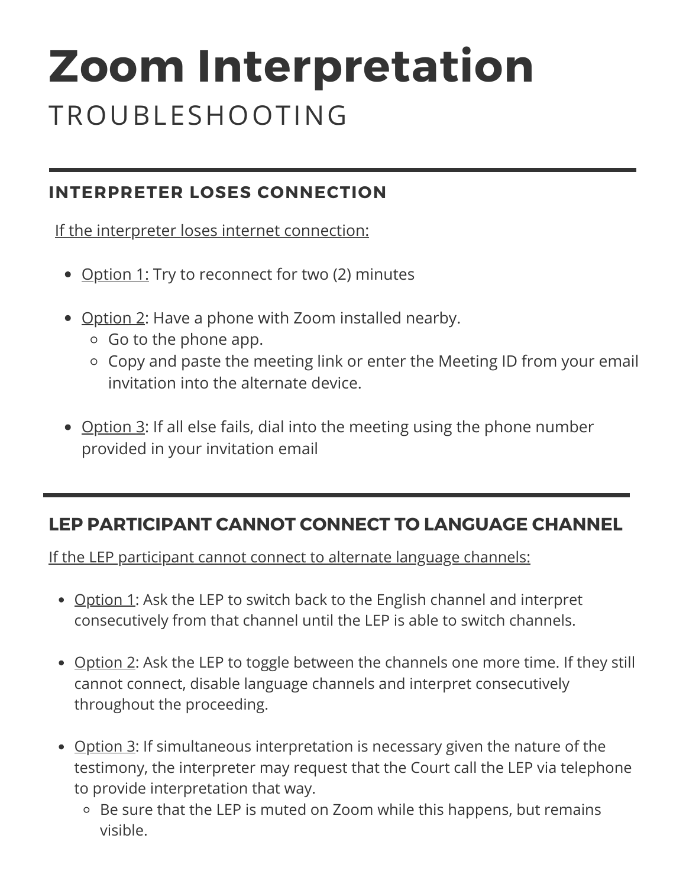# Zoom Interpretation

TROUBLESHOOTING

---

## INTERPRETER LOSES CONNECTION

If the interpreter loses internet connection:

- Option 1: Try to reconnect for two (2) minutes
- Option 2: Have a phone with Zoom installed nearby.
  - Go to the phone app.
  - Copy and paste the meeting link or enter the Meeting ID from your email invitation into the alternate device.
- Option 3: If all else fails, dial into the meeting using the phone number provided in your invitation email

---

## LEP PARTICIPANT CANNOT CONNECT TO LANGUAGE CHANNEL

If the LEP participant cannot connect to alternate language channels:

- Option 1: Ask the LEP to switch back to the English channel and interpret consecutively from that channel until the LEP is able to switch channels.
- Option 2: Ask the LEP to toggle between the channels one more time. If they still cannot connect, disable language channels and interpret consecutively throughout the proceeding.
- Option 3: If simultaneous interpretation is necessary given the nature of the testimony, the interpreter may request that the Court call the LEP via telephone to provide interpretation that way.
  - Be sure that the LEP is muted on Zoom while this happens, but remains visible.